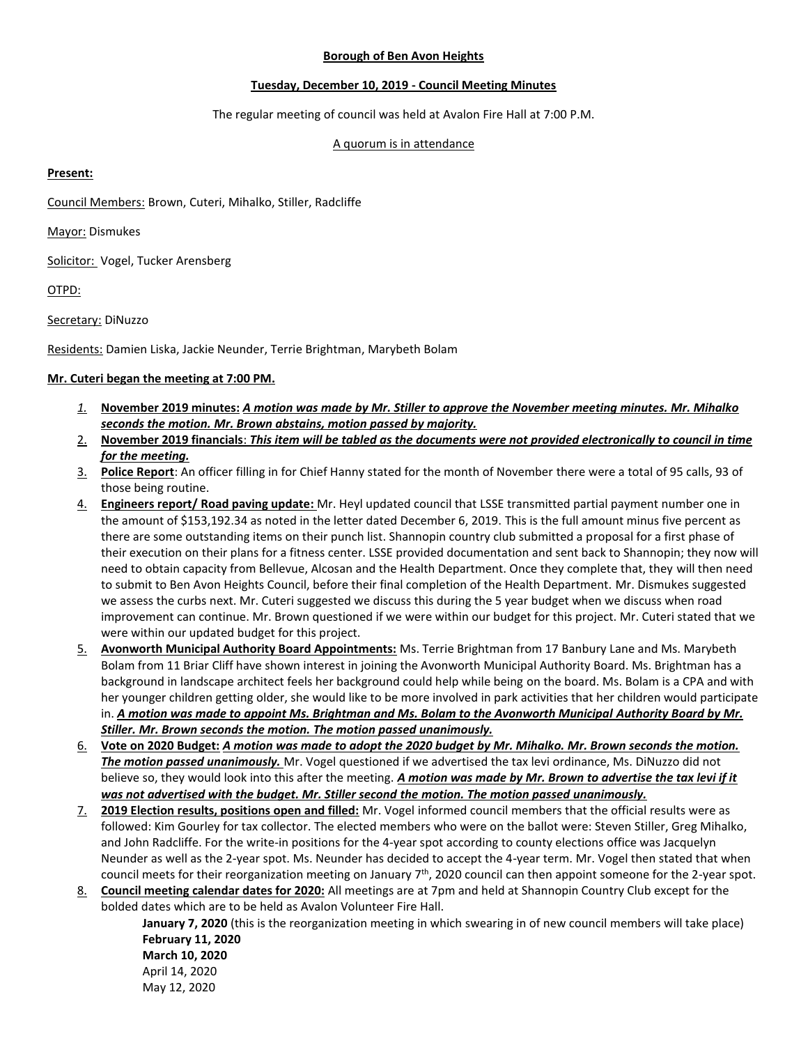**Borough of Ben Avon Heights**

**Tuesday, December 10, 2019 - Council Meeting Minutes**

The regular meeting of council was held at Avalon Fire Hall at 7:00 P.M.

A quorum is in attendance

**Present:**

Council Members: Brown, Cuteri, Mihalko, Stiller, Radcliffe

Mayor: Dismukes

Solicitor: Vogel, Tucker Arensberg

OTPD:

Secretary: DiNuzzo

Residents: Damien Liska, Jackie Neunder, Terrie Brightman, Marybeth Bolam

**Mr. Cuteri began the meeting at 7:00 PM.**

1. **November 2019 minutes:** ***A motion was made by Mr. Stiller to approve the November meeting minutes. Mr. Mihalko seconds the motion. Mr. Brown abstains, motion passed by majority.***
2. **November 2019 financials**: ***This item will be tabled as the documents were not provided electronically to council in time for the meeting.***
3. **Police Report**: An officer filling in for Chief Hanny stated for the month of November there were a total of 95 calls, 93 of those being routine.
4. **Engineers report/ Road paving update:** Mr. Heyl updated council that LSSE transmitted partial payment number one in the amount of $153,192.34 as noted in the letter dated December 6, 2019. This is the full amount minus five percent as there are some outstanding items on their punch list. Shannopin country club submitted a proposal for a first phase of their execution on their plans for a fitness center. LSSE provided documentation and sent back to Shannopin; they now will need to obtain capacity from Bellevue, Alcosan and the Health Department. Once they complete that, they will then need to submit to Ben Avon Heights Council, before their final completion of the Health Department. Mr. Dismukes suggested we assess the curbs next. Mr. Cuteri suggested we discuss this during the 5 year budget when we discuss when road improvement can continue. Mr. Brown questioned if we were within our budget for this project. Mr. Cuteri stated that we were within our updated budget for this project.
5. **Avonworth Municipal Authority Board Appointments:** Ms. Terrie Brightman from 17 Banbury Lane and Ms. Marybeth Bolam from 11 Briar Cliff have shown interest in joining the Avonworth Municipal Authority Board. Ms. Brightman has a background in landscape architect feels her background could help while being on the board. Ms. Bolam is a CPA and with her younger children getting older, she would like to be more involved in park activities that her children would participate in. ***A motion was made to appoint Ms. Brightman and Ms. Bolam to the Avonworth Municipal Authority Board by Mr. Stiller. Mr. Brown seconds the motion. The motion passed unanimously.***
6. **Vote on 2020 Budget:** ***A motion was made to adopt the 2020 budget by Mr. Mihalko. Mr. Brown seconds the motion. The motion passed unanimously.*** Mr. Vogel questioned if we advertised the tax levi ordinance, Ms. DiNuzzo did not believe so, they would look into this after the meeting. ***A motion was made by Mr. Brown to advertise the tax levi if it was not advertised with the budget. Mr. Stiller second the motion. The motion passed unanimously.***
7. **2019 Election results, positions open and filled:** Mr. Vogel informed council members that the official results were as followed: Kim Gourley for tax collector. The elected members who were on the ballot were: Steven Stiller, Greg Mihalko, and John Radcliffe. For the write-in positions for the 4-year spot according to county elections office was Jacquelyn Neunder as well as the 2-year spot. Ms. Neunder has decided to accept the 4-year term. Mr. Vogel then stated that when council meets for their reorganization meeting on January 7th, 2020 council can then appoint someone for the 2-year spot.
8. **Council meeting calendar dates for 2020:** All meetings are at 7pm and held at Shannopin Country Club except for the bolded dates which are to be held as Avalon Volunteer Fire Hall.

   **January 7, 2020** (this is the reorganization meeting in which swearing in of new council members will take place)
   **February 11, 2020**
   **March 10, 2020**
   April 14, 2020
   May 12, 2020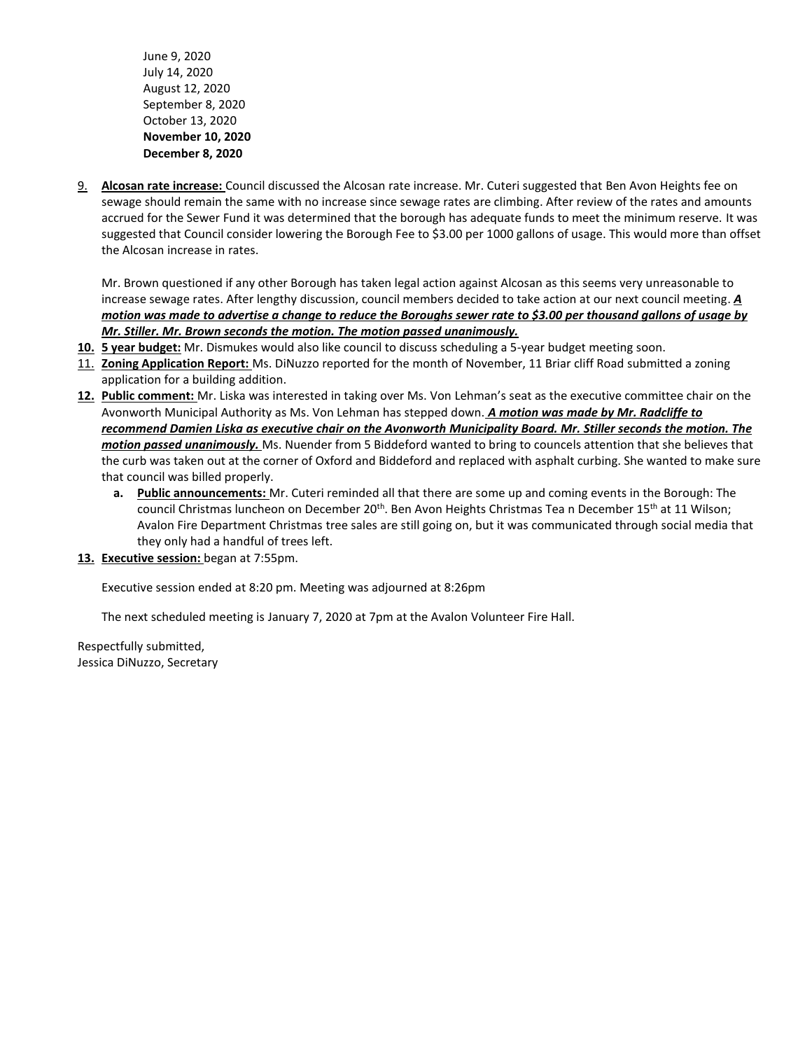June 9, 2020
July 14, 2020
August 12, 2020
September 8, 2020
October 13, 2020
**November 10, 2020**
**December 8, 2020**

9. **Alcosan rate increase:** Council discussed the Alcosan rate increase. Mr. Cuteri suggested that Ben Avon Heights fee on sewage should remain the same with no increase since sewage rates are climbing. After review of the rates and amounts accrued for the Sewer Fund it was determined that the borough has adequate funds to meet the minimum reserve. It was suggested that Council consider lowering the Borough Fee to $3.00 per 1000 gallons of usage. This would more than offset the Alcosan increase in rates.

   Mr. Brown questioned if any other Borough has taken legal action against Alcosan as this seems very unreasonable to increase sewage rates. After lengthy discussion, council members decided to take action at our next council meeting. ***A motion was made to advertise a change to reduce the Boroughs sewer rate to $3.00 per thousand gallons of usage by Mr. Stiller. Mr. Brown seconds the motion. The motion passed unanimously.***

10. **5 year budget:** Mr. Dismukes would also like council to discuss scheduling a 5-year budget meeting soon.
11. **Zoning Application Report:** Ms. DiNuzzo reported for the month of November, 11 Briar cliff Road submitted a zoning application for a building addition.
12. **Public comment:** Mr. Liska was interested in taking over Ms. Von Lehman's seat as the executive committee chair on the Avonworth Municipal Authority as Ms. Von Lehman has stepped down. ***A motion was made by Mr. Radcliffe to recommend Damien Liska as executive chair on the Avonworth Municipality Board. Mr. Stiller seconds the motion. The motion passed unanimously.*** Ms. Nuender from 5 Biddeford wanted to bring to councels attention that she believes that the curb was taken out at the corner of Oxford and Biddeford and replaced with asphalt curbing. She wanted to make sure that council was billed properly.
    a. **Public announcements:** Mr. Cuteri reminded all that there are some up and coming events in the Borough: The council Christmas luncheon on December 20th. Ben Avon Heights Christmas Tea n December 15th at 11 Wilson; Avalon Fire Department Christmas tree sales are still going on, but it was communicated through social media that they only had a handful of trees left.
13. **Executive session:** began at 7:55pm.

    Executive session ended at 8:20 pm. Meeting was adjourned at 8:26pm

    The next scheduled meeting is January 7, 2020 at 7pm at the Avalon Volunteer Fire Hall.

Respectfully submitted,
Jessica DiNuzzo, Secretary